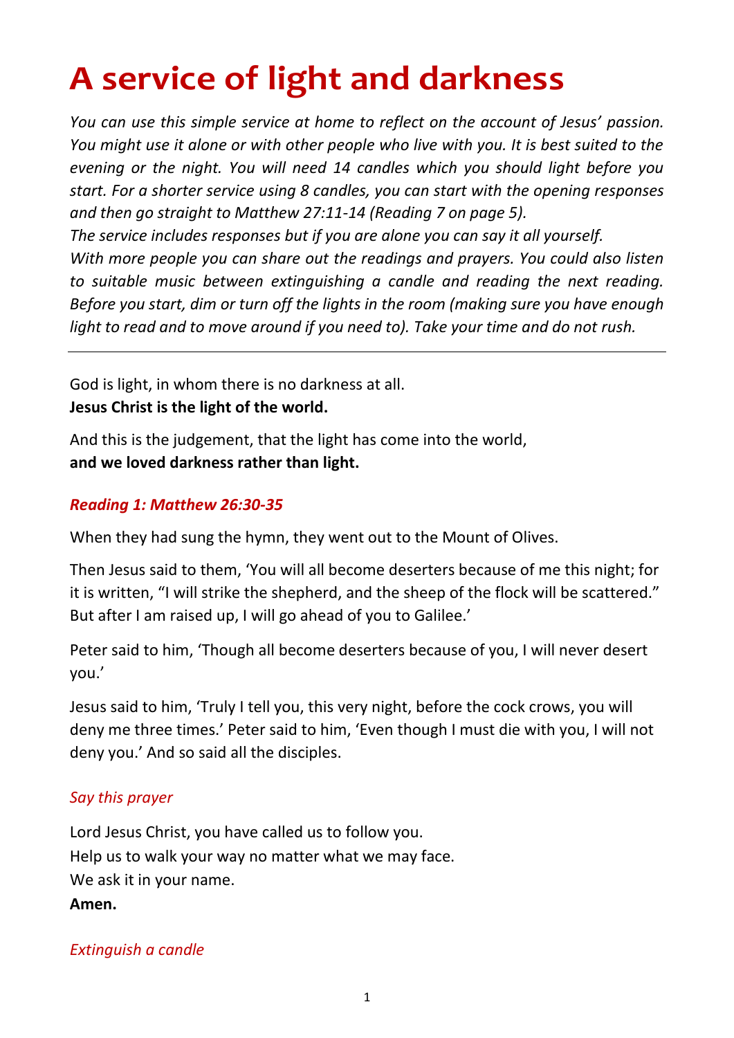# A service of light and darkness

*You can use this simple service at home to reflect on the account of Jesus' passion. You might use it alone or with other people who live with you. It is best suited to the evening or the night. You will need 14 candles which you should light before you start. For a shorter service using 8 candles, you can start with the opening responses and then go straight to Matthew 27:11-14 (Reading 7 on page 5).*

*The service includes responses but if you are alone you can say it all yourself.*

*With more people you can share out the readings and prayers. You could also listen to suitable music between extinguishing a candle and reading the next reading. Before you start, dim or turn off the lights in the room (making sure you have enough light to read and to move around if you need to). Take your time and do not rush.*

---

God is light, in whom there is no darkness at all.
**Jesus Christ is the light of the world.**

And this is the judgement, that the light has come into the world,
**and we loved darkness rather than light.**

### *Reading 1: Matthew 26:30-35*

When they had sung the hymn, they went out to the Mount of Olives.

Then Jesus said to them, 'You will all become deserters because of me this night; for it is written, "I will strike the shepherd, and the sheep of the flock will be scattered." But after I am raised up, I will go ahead of you to Galilee.'

Peter said to him, 'Though all become deserters because of you, I will never desert you.'

Jesus said to him, 'Truly I tell you, this very night, before the cock crows, you will deny me three times.' Peter said to him, 'Even though I must die with you, I will not deny you.' And so said all the disciples.

*Say this prayer*

Lord Jesus Christ, you have called us to follow you.
Help us to walk your way no matter what we may face.
We ask it in your name.
**Amen.**

*Extinguish a candle*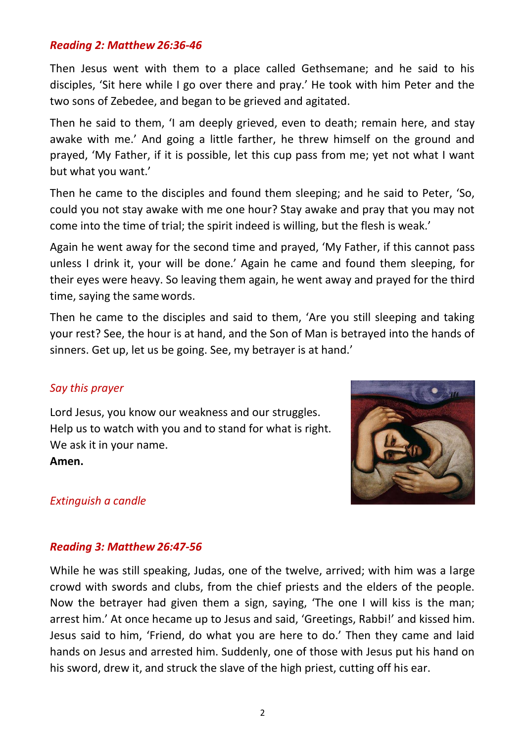### *Reading 2: Matthew 26:36-46*

Then Jesus went with them to a place called Gethsemane; and he said to his disciples, 'Sit here while I go over there and pray.' He took with him Peter and the two sons of Zebedee, and began to be grieved and agitated.

Then he said to them, 'I am deeply grieved, even to death; remain here, and stay awake with me.' And going a little farther, he threw himself on the ground and prayed, 'My Father, if it is possible, let this cup pass from me; yet not what I want but what you want.'

Then he came to the disciples and found them sleeping; and he said to Peter, 'So, could you not stay awake with me one hour? Stay awake and pray that you may not come into the time of trial; the spirit indeed is willing, but the flesh is weak.'

Again he went away for the second time and prayed, 'My Father, if this cannot pass unless I drink it, your will be done.' Again he came and found them sleeping, for their eyes were heavy. So leaving them again, he went away and prayed for the third time, saying the same words.

Then he came to the disciples and said to them, 'Are you still sleeping and taking your rest? See, the hour is at hand, and the Son of Man is betrayed into the hands of sinners. Get up, let us be going. See, my betrayer is at hand.'

*Say this prayer*

Lord Jesus, you know our weakness and our struggles.
Help us to watch with you and to stand for what is right.
We ask it in your name.
**Amen.**

*Extinguish a candle*

### *Reading 3: Matthew 26:47-56*

While he was still speaking, Judas, one of the twelve, arrived; with him was a large crowd with swords and clubs, from the chief priests and the elders of the people. Now the betrayer had given them a sign, saying, 'The one I will kiss is the man; arrest him.' At once hecame up to Jesus and said, 'Greetings, Rabbi!' and kissed him. Jesus said to him, 'Friend, do what you are here to do.' Then they came and laid hands on Jesus and arrested him. Suddenly, one of those with Jesus put his hand on his sword, drew it, and struck the slave of the high priest, cutting off his ear.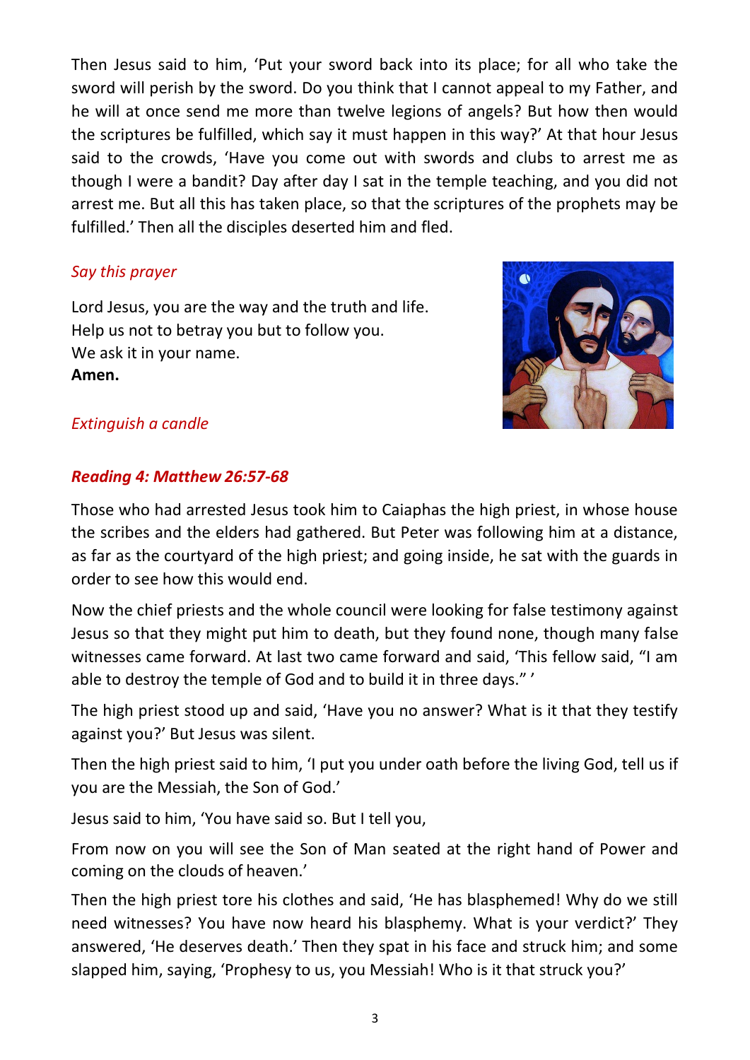Then Jesus said to him, 'Put your sword back into its place; for all who take the sword will perish by the sword. Do you think that I cannot appeal to my Father, and he will at once send me more than twelve legions of angels? But how then would the scriptures be fulfilled, which say it must happen in this way?' At that hour Jesus said to the crowds, 'Have you come out with swords and clubs to arrest me as though I were a bandit? Day after day I sat in the temple teaching, and you did not arrest me. But all this has taken place, so that the scriptures of the prophets may be fulfilled.' Then all the disciples deserted him and fled.

*Say this prayer*

Lord Jesus, you are the way and the truth and life.
Help us not to betray you but to follow you.
We ask it in your name.
**Amen.**

*Extinguish a candle*

***Reading 4: Matthew 26:57-68***

Those who had arrested Jesus took him to Caiaphas the high priest, in whose house the scribes and the elders had gathered. But Peter was following him at a distance, as far as the courtyard of the high priest; and going inside, he sat with the guards in order to see how this would end.

Now the chief priests and the whole council were looking for false testimony against Jesus so that they might put him to death, but they found none, though many false witnesses came forward. At last two came forward and said, 'This fellow said, "I am able to destroy the temple of God and to build it in three days." '

The high priest stood up and said, 'Have you no answer? What is it that they testify against you?' But Jesus was silent.

Then the high priest said to him, 'I put you under oath before the living God, tell us if you are the Messiah, the Son of God.'

Jesus said to him, 'You have said so. But I tell you,

From now on you will see the Son of Man seated at the right hand of Power and coming on the clouds of heaven.'

Then the high priest tore his clothes and said, 'He has blasphemed! Why do we still need witnesses? You have now heard his blasphemy. What is your verdict?' They answered, 'He deserves death.' Then they spat in his face and struck him; and some slapped him, saying, 'Prophesy to us, you Messiah! Who is it that struck you?'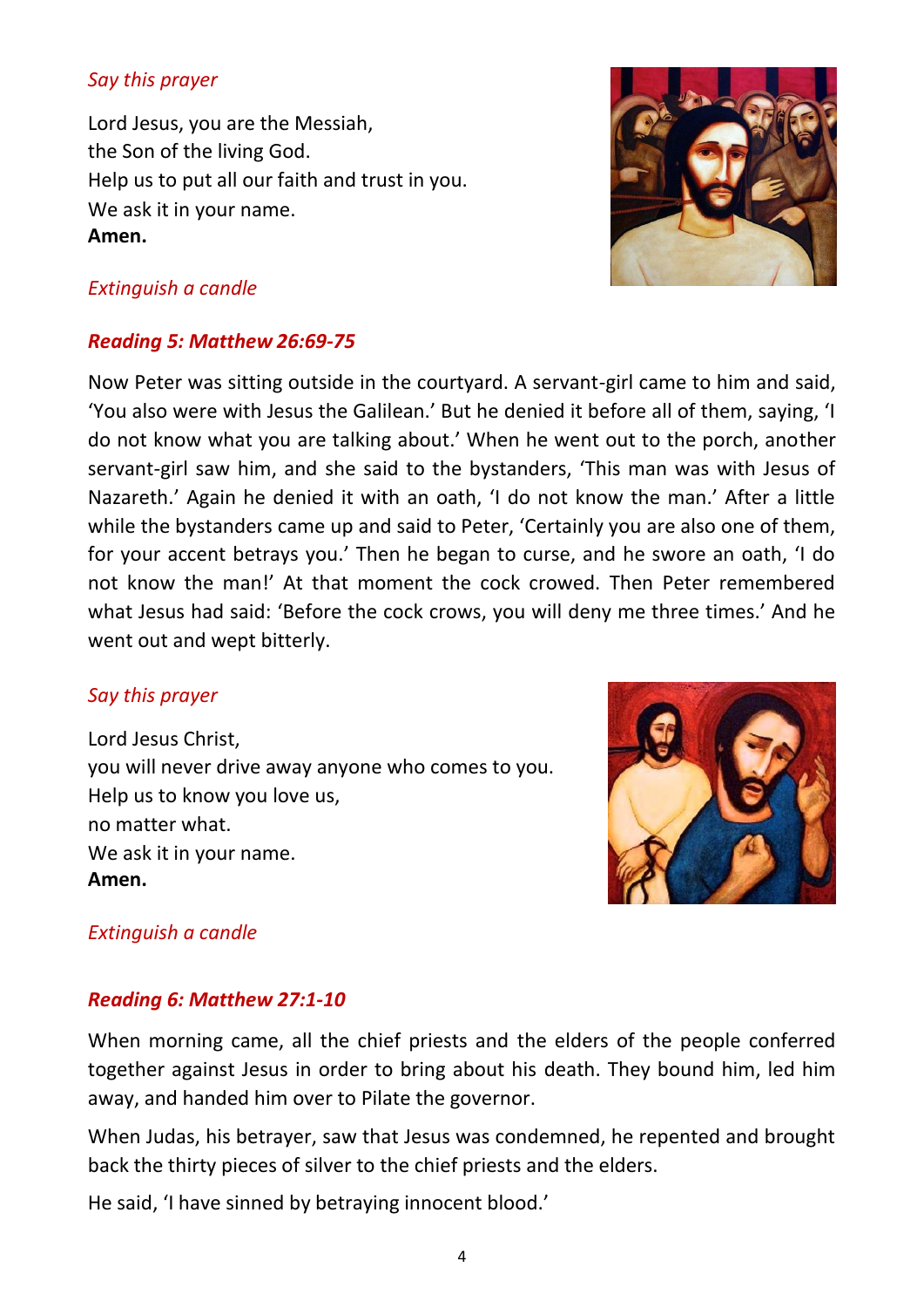*Say this prayer*

Lord Jesus, you are the Messiah,
the Son of the living God.
Help us to put all our faith and trust in you.
We ask it in your name.
**Amen.**

*Extinguish a candle*

***Reading 5: Matthew 26:69-75***

Now Peter was sitting outside in the courtyard. A servant-girl came to him and said, 'You also were with Jesus the Galilean.' But he denied it before all of them, saying, 'I do not know what you are talking about.' When he went out to the porch, another servant-girl saw him, and she said to the bystanders, 'This man was with Jesus of Nazareth.' Again he denied it with an oath, 'I do not know the man.' After a little while the bystanders came up and said to Peter, 'Certainly you are also one of them, for your accent betrays you.' Then he began to curse, and he swore an oath, 'I do not know the man!' At that moment the cock crowed. Then Peter remembered what Jesus had said: 'Before the cock crows, you will deny me three times.' And he went out and wept bitterly.

*Say this prayer*

Lord Jesus Christ,
you will never drive away anyone who comes to you.
Help us to know you love us,
no matter what.
We ask it in your name.
**Amen.**

*Extinguish a candle*

***Reading 6: Matthew 27:1-10***

When morning came, all the chief priests and the elders of the people conferred together against Jesus in order to bring about his death. They bound him, led him away, and handed him over to Pilate the governor.

When Judas, his betrayer, saw that Jesus was condemned, he repented and brought back the thirty pieces of silver to the chief priests and the elders.

He said, 'I have sinned by betraying innocent blood.'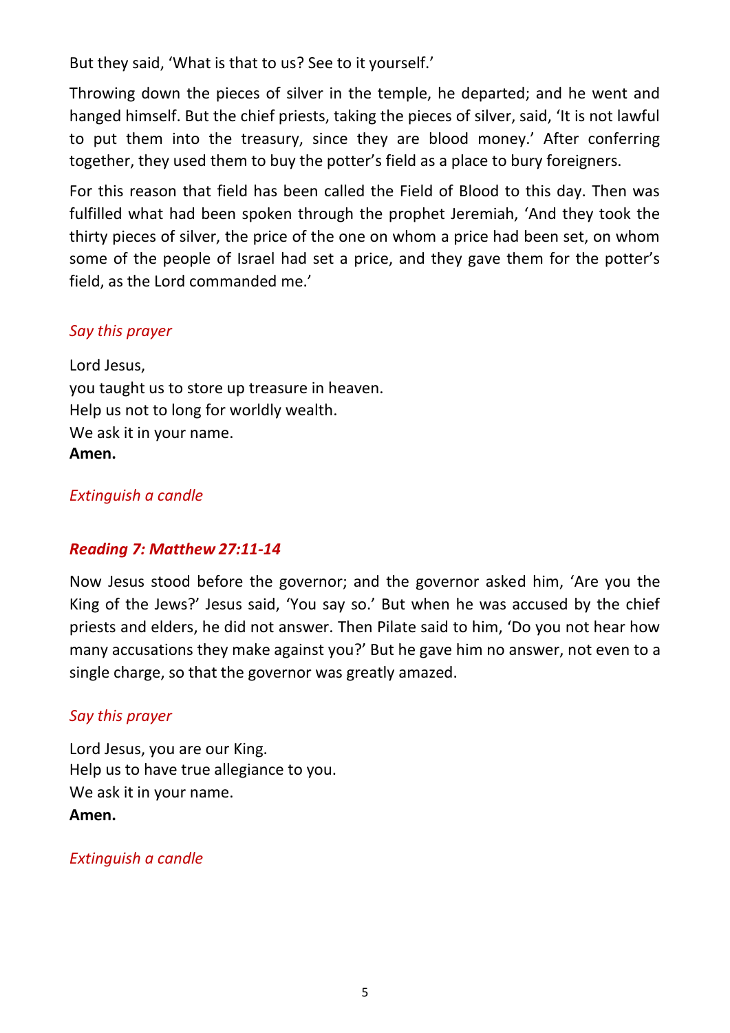But they said, 'What is that to us? See to it yourself.'

Throwing down the pieces of silver in the temple, he departed; and he went and hanged himself. But the chief priests, taking the pieces of silver, said, 'It is not lawful to put them into the treasury, since they are blood money.' After conferring together, they used them to buy the potter's field as a place to bury foreigners.

For this reason that field has been called the Field of Blood to this day. Then was fulfilled what had been spoken through the prophet Jeremiah, 'And they took the thirty pieces of silver, the price of the one on whom a price had been set, on whom some of the people of Israel had set a price, and they gave them for the potter's field, as the Lord commanded me.'

*Say this prayer*

Lord Jesus,
you taught us to store up treasure in heaven.
Help us not to long for worldly wealth.
We ask it in your name.
**Amen.**

*Extinguish a candle*

### *Reading 7: Matthew 27:11-14*

Now Jesus stood before the governor; and the governor asked him, 'Are you the King of the Jews?' Jesus said, 'You say so.' But when he was accused by the chief priests and elders, he did not answer. Then Pilate said to him, 'Do you not hear how many accusations they make against you?' But he gave him no answer, not even to a single charge, so that the governor was greatly amazed.

*Say this prayer*

Lord Jesus, you are our King.
Help us to have true allegiance to you.
We ask it in your name.
**Amen.**

*Extinguish a candle*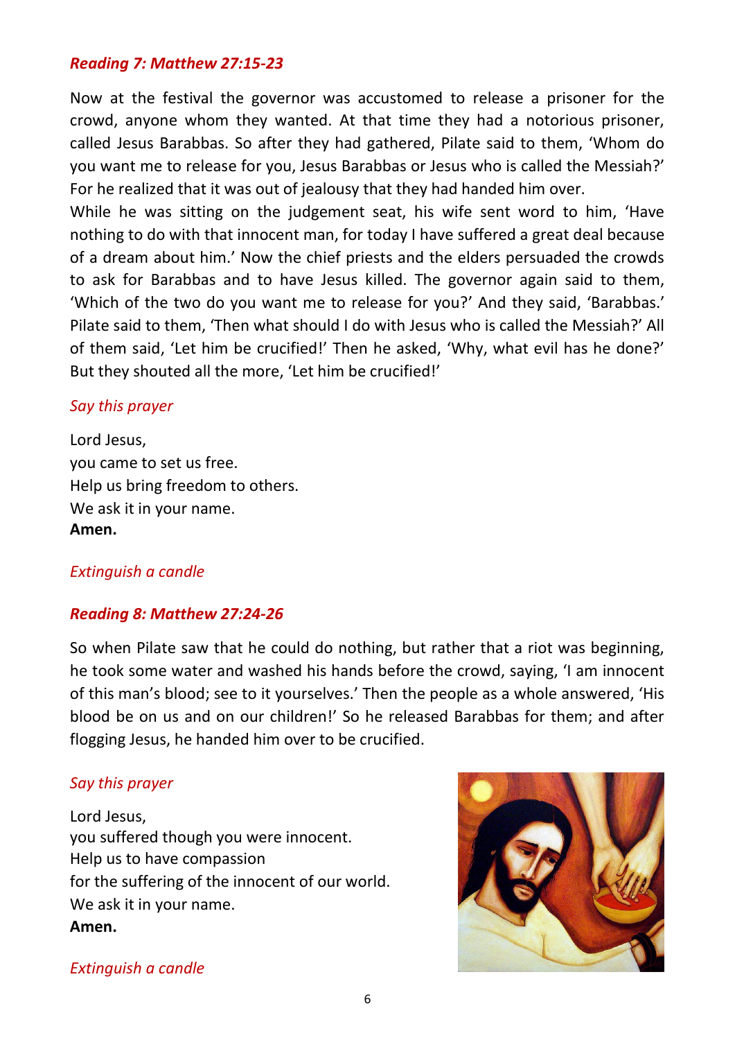### *Reading 7: Matthew 27:15-23*

Now at the festival the governor was accustomed to release a prisoner for the crowd, anyone whom they wanted. At that time they had a notorious prisoner, called Jesus Barabbas. So after they had gathered, Pilate said to them, 'Whom do you want me to release for you, Jesus Barabbas or Jesus who is called the Messiah?' For he realized that it was out of jealousy that they had handed him over.
While he was sitting on the judgement seat, his wife sent word to him, 'Have nothing to do with that innocent man, for today I have suffered a great deal because of a dream about him.' Now the chief priests and the elders persuaded the crowds to ask for Barabbas and to have Jesus killed. The governor again said to them, 'Which of the two do you want me to release for you?' And they said, 'Barabbas.' Pilate said to them, 'Then what should I do with Jesus who is called the Messiah?' All of them said, 'Let him be crucified!' Then he asked, 'Why, what evil has he done?' But they shouted all the more, 'Let him be crucified!'

*Say this prayer*

Lord Jesus,
you came to set us free.
Help us bring freedom to others.
We ask it in your name.
**Amen.**

*Extinguish a candle*

### *Reading 8: Matthew 27:24-26*

So when Pilate saw that he could do nothing, but rather that a riot was beginning, he took some water and washed his hands before the crowd, saying, 'I am innocent of this man's blood; see to it yourselves.' Then the people as a whole answered, 'His blood be on us and on our children!' So he released Barabbas for them; and after flogging Jesus, he handed him over to be crucified.

*Say this prayer*

Lord Jesus,
you suffered though you were innocent.
Help us to have compassion
for the suffering of the innocent of our world.
We ask it in your name.
**Amen.**

*Extinguish a candle*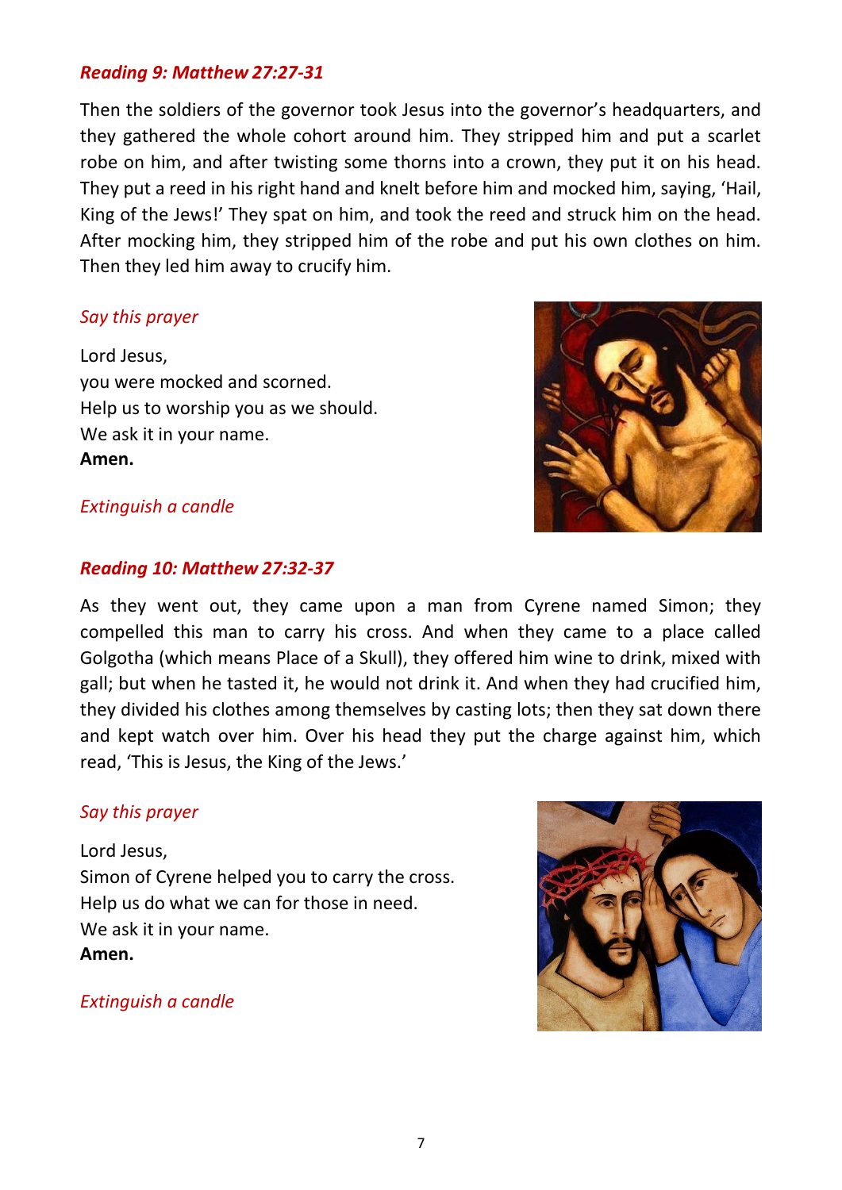***Reading 9: Matthew 27:27-31***

Then the soldiers of the governor took Jesus into the governor's headquarters, and they gathered the whole cohort around him. They stripped him and put a scarlet robe on him, and after twisting some thorns into a crown, they put it on his head. They put a reed in his right hand and knelt before him and mocked him, saying, 'Hail, King of the Jews!' They spat on him, and took the reed and struck him on the head. After mocking him, they stripped him of the robe and put his own clothes on him. Then they led him away to crucify him.

*Say this prayer*

Lord Jesus,
you were mocked and scorned.
Help us to worship you as we should.
We ask it in your name.
**Amen.**

*Extinguish a candle*

***Reading 10: Matthew 27:32-37***

As they went out, they came upon a man from Cyrene named Simon; they compelled this man to carry his cross. And when they came to a place called Golgotha (which means Place of a Skull), they offered him wine to drink, mixed with gall; but when he tasted it, he would not drink it. And when they had crucified him, they divided his clothes among themselves by casting lots; then they sat down there and kept watch over him. Over his head they put the charge against him, which read, 'This is Jesus, the King of the Jews.'

*Say this prayer*

Lord Jesus,
Simon of Cyrene helped you to carry the cross.
Help us do what we can for those in need.
We ask it in your name.
**Amen.**

*Extinguish a candle*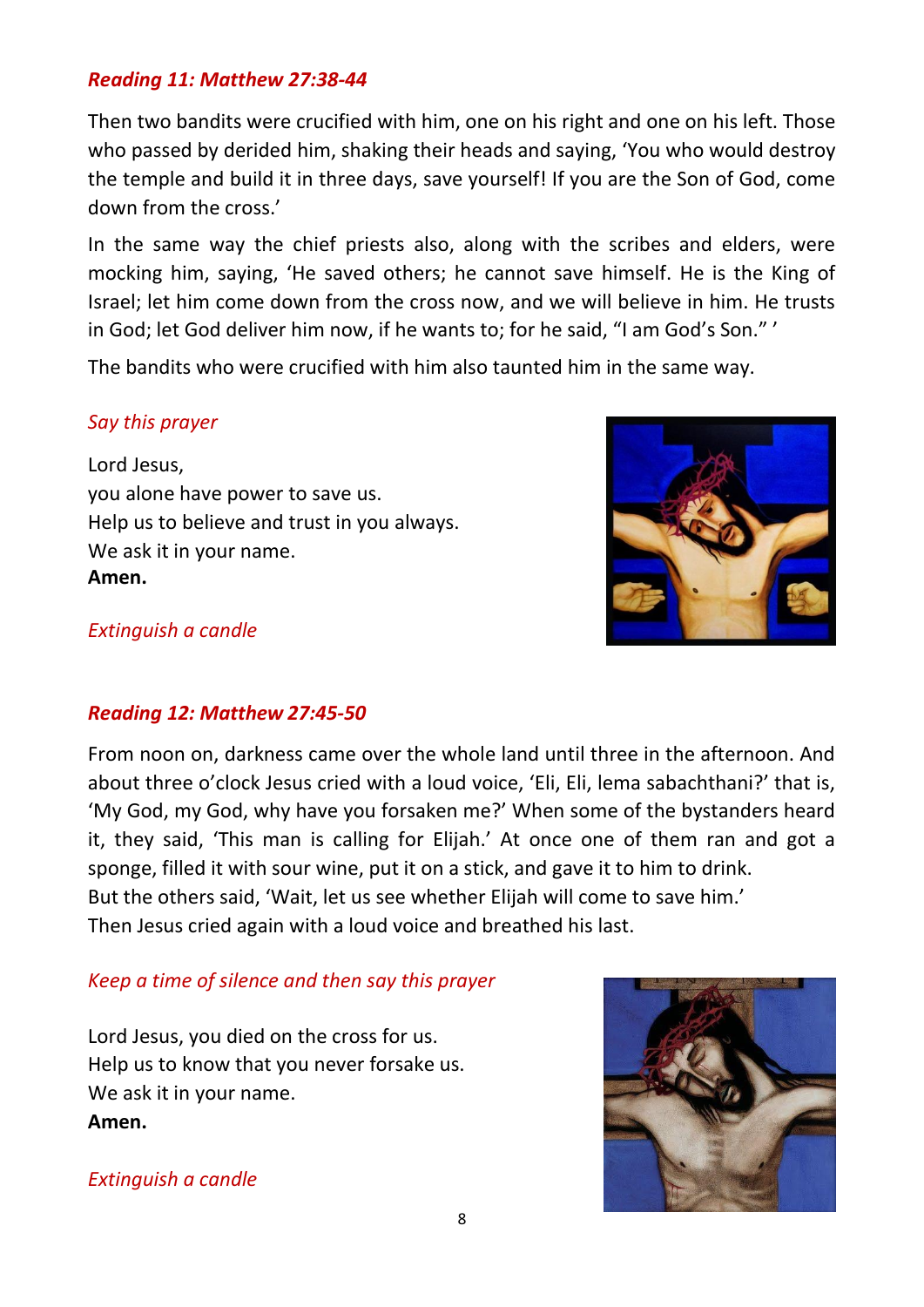*Reading 11: Matthew 27:38-44*

Then two bandits were crucified with him, one on his right and one on his left. Those who passed by derided him, shaking their heads and saying, 'You who would destroy the temple and build it in three days, save yourself! If you are the Son of God, come down from the cross.'

In the same way the chief priests also, along with the scribes and elders, were mocking him, saying, 'He saved others; he cannot save himself. He is the King of Israel; let him come down from the cross now, and we will believe in him. He trusts in God; let God deliver him now, if he wants to; for he said, "I am God's Son." '

The bandits who were crucified with him also taunted him in the same way.

*Say this prayer*

Lord Jesus,
you alone have power to save us.
Help us to believe and trust in you always.
We ask it in your name.
**Amen.**

*Extinguish a candle*

*Reading 12: Matthew 27:45-50*

From noon on, darkness came over the whole land until three in the afternoon. And about three o'clock Jesus cried with a loud voice, 'Eli, Eli, lema sabachthani?' that is, 'My God, my God, why have you forsaken me?' When some of the bystanders heard it, they said, 'This man is calling for Elijah.' At once one of them ran and got a sponge, filled it with sour wine, put it on a stick, and gave it to him to drink.
But the others said, 'Wait, let us see whether Elijah will come to save him.'
Then Jesus cried again with a loud voice and breathed his last.

*Keep a time of silence and then say this prayer*

Lord Jesus, you died on the cross for us.
Help us to know that you never forsake us.
We ask it in your name.
**Amen.**

*Extinguish a candle*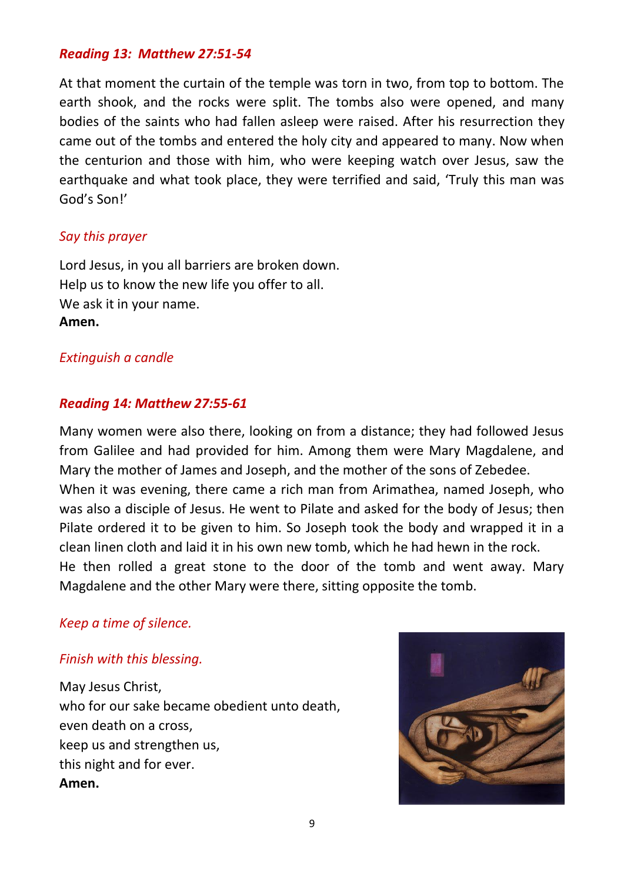***Reading 13: Matthew 27:51-54***

At that moment the curtain of the temple was torn in two, from top to bottom. The earth shook, and the rocks were split. The tombs also were opened, and many bodies of the saints who had fallen asleep were raised. After his resurrection they came out of the tombs and entered the holy city and appeared to many. Now when the centurion and those with him, who were keeping watch over Jesus, saw the earthquake and what took place, they were terrified and said, 'Truly this man was God's Son!'

*Say this prayer*

Lord Jesus, in you all barriers are broken down.
Help us to know the new life you offer to all.
We ask it in your name.
**Amen.**

*Extinguish a candle*

***Reading 14: Matthew 27:55-61***

Many women were also there, looking on from a distance; they had followed Jesus from Galilee and had provided for him. Among them were Mary Magdalene, and Mary the mother of James and Joseph, and the mother of the sons of Zebedee.
When it was evening, there came a rich man from Arimathea, named Joseph, who was also a disciple of Jesus. He went to Pilate and asked for the body of Jesus; then Pilate ordered it to be given to him. So Joseph took the body and wrapped it in a clean linen cloth and laid it in his own new tomb, which he had hewn in the rock.
He then rolled a great stone to the door of the tomb and went away. Mary Magdalene and the other Mary were there, sitting opposite the tomb.

*Keep a time of silence.*

*Finish with this blessing.*

May Jesus Christ,
who for our sake became obedient unto death,
even death on a cross,
keep us and strengthen us,
this night and for ever.
**Amen.**